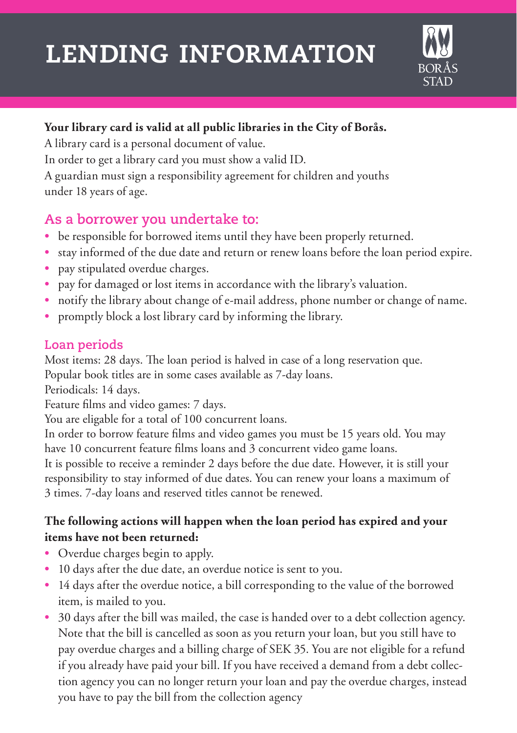# LENDING INFORMATION

BORÅS STAD

**Your library card is valid at all public libraries in the City of Borås.**

A library card is a personal document of value.

In order to get a library card you must show a valid ID.

A guardian must sign a responsibility agreement for children and youths under 18 years of age.

## As a borrower you undertake to:

- be responsible for borrowed items until they have been properly returned.
- stay informed of the due date and return or renew loans before the loan period expire.
- pay stipulated overdue charges.
- pay for damaged or lost items in accordance with the library's valuation.
- notify the library about change of e-mail address, phone number or change of name.
- promptly block a lost library card by informing the library.

## Loan periods

Most items: 28 days. The loan period is halved in case of a long reservation que.

Popular book titles are in some cases available as 7-day loans.

Periodicals: 14 days.

Feature films and video games: 7 days.

You are eligable for a total of 100 concurrent loans.

In order to borrow feature films and video games you must be 15 years old. You may have 10 concurrent feature films loans and 3 concurrent video game loans.

It is possible to receive a reminder 2 days before the due date. However, it is still your responsibility to stay informed of due dates. You can renew your loans a maximum of 3 times. 7-day loans and reserved titles cannot be renewed.

**The following actions will happen when the loan period has expired and your items have not been returned:**

- Overdue charges begin to apply.
- 10 days after the due date, an overdue notice is sent to you.
- 14 days after the overdue notice, a bill corresponding to the value of the borrowed item, is mailed to you.
- 30 days after the bill was mailed, the case is handed over to a debt collection agency. Note that the bill is cancelled as soon as you return your loan, but you still have to pay overdue charges and a billing charge of SEK 35. You are not eligible for a refund if you already have paid your bill. If you have received a demand from a debt collection agency you can no longer return your loan and pay the overdue charges, instead you have to pay the bill from the collection agency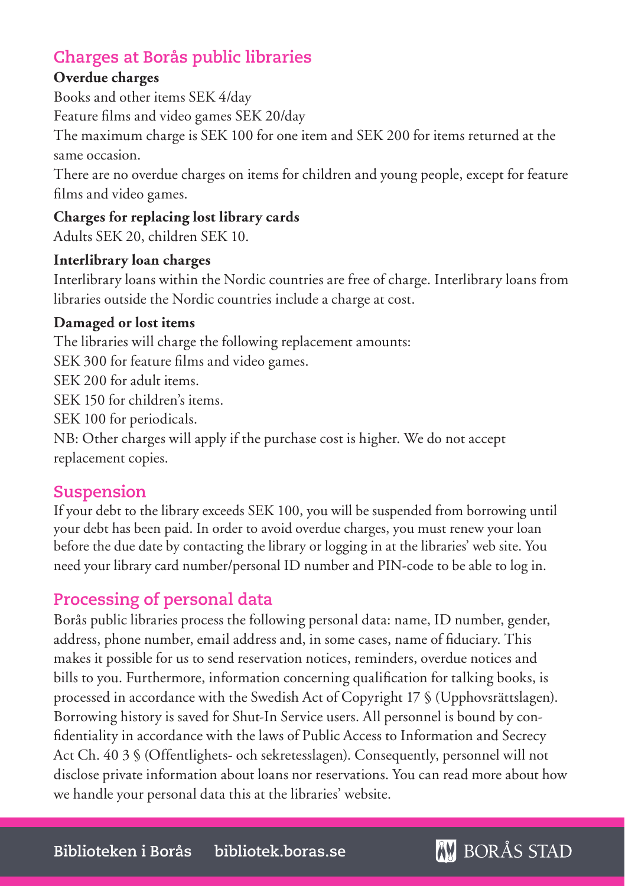## Charges at Borås public libraries

**Overdue charges**

Books and other items SEK 4/day

Feature films and video games SEK 20/day

The maximum charge is SEK 100 for one item and SEK 200 for items returned at the same occasion.

There are no overdue charges on items for children and young people, except for feature films and video games.

**Charges for replacing lost library cards**

Adults SEK 20, children SEK 10.

**Interlibrary loan charges**

Interlibrary loans within the Nordic countries are free of charge. Interlibrary loans from libraries outside the Nordic countries include a charge at cost.

**Damaged or lost items**

The libraries will charge the following replacement amounts:

SEK 300 for feature films and video games.

SEK 200 for adult items.

SEK 150 for children's items.

SEK 100 for periodicals.

NB: Other charges will apply if the purchase cost is higher. We do not accept replacement copies.

## Suspension

If your debt to the library exceeds SEK 100, you will be suspended from borrowing until your debt has been paid. In order to avoid overdue charges, you must renew your loan before the due date by contacting the library or logging in at the libraries' web site. You need your library card number/personal ID number and PIN-code to be able to log in.

## Processing of personal data

Borås public libraries process the following personal data: name, ID number, gender, address, phone number, email address and, in some cases, name of fiduciary. This makes it possible for us to send reservation notices, reminders, overdue notices and bills to you. Furthermore, information concerning qualification for talking books, is processed in accordance with the Swedish Act of Copyright 17 § (Upphovsrättslagen). Borrowing history is saved for Shut-In Service users. All personnel is bound by confidentiality in accordance with the laws of Public Access to Information and Secrecy Act Ch. 40 3 § (Offentlighets- och sekretesslagen). Consequently, personnel will not disclose private information about loans nor reservations. You can read more about how we handle your personal data this at the libraries' website.

**Biblioteken i Borås** **bibliotek.boras.se**

BORÅS STAD